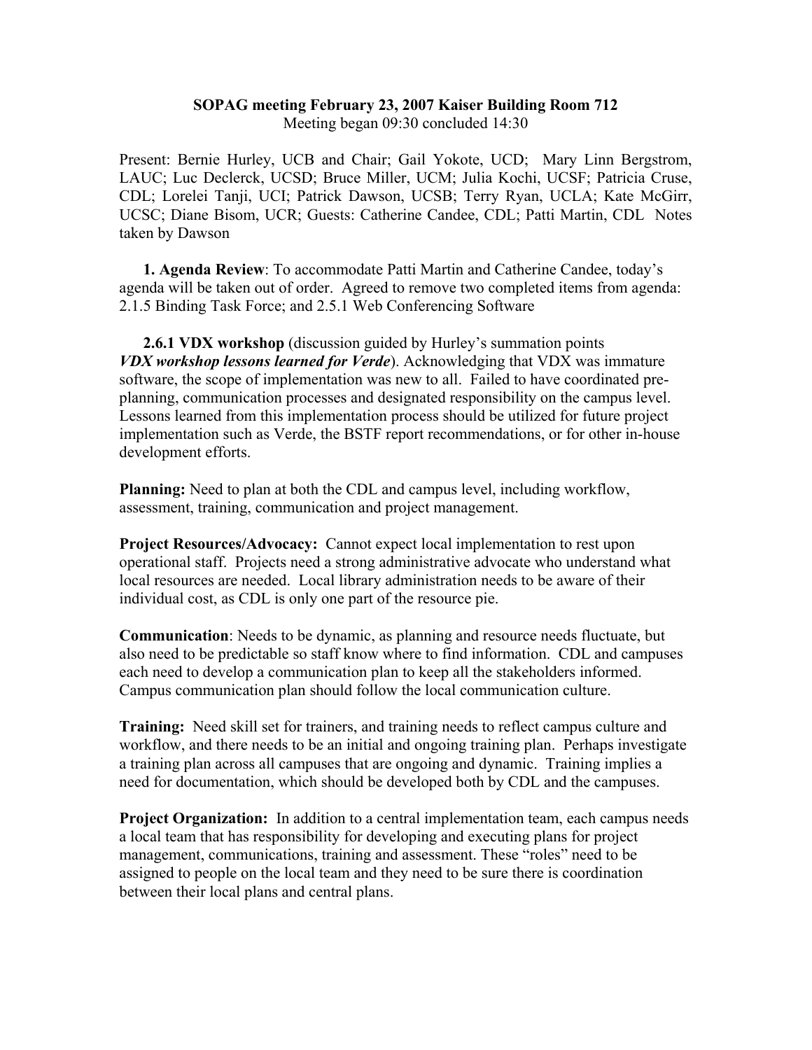**SOPAG meeting February 23, 2007 Kaiser Building Room 712**
Meeting began 09:30 concluded 14:30

Present: Bernie Hurley, UCB and Chair; Gail Yokote, UCD; Mary Linn Bergstrom, LAUC; Luc Declerck, UCSD; Bruce Miller, UCM; Julia Kochi, UCSF; Patricia Cruse, CDL; Lorelei Tanji, UCI; Patrick Dawson, UCSB; Terry Ryan, UCLA; Kate McGirr, UCSC; Diane Bisom, UCR; Guests: Catherine Candee, CDL; Patti Martin, CDL Notes taken by Dawson

**1. Agenda Review**: To accommodate Patti Martin and Catherine Candee, today's agenda will be taken out of order. Agreed to remove two completed items from agenda: 2.1.5 Binding Task Force; and 2.5.1 Web Conferencing Software

**2.6.1 VDX workshop** (discussion guided by Hurley's summation points ***VDX workshop lessons learned for Verde***). Acknowledging that VDX was immature software, the scope of implementation was new to all. Failed to have coordinated pre-planning, communication processes and designated responsibility on the campus level. Lessons learned from this implementation process should be utilized for future project implementation such as Verde, the BSTF report recommendations, or for other in-house development efforts.

**Planning:** Need to plan at both the CDL and campus level, including workflow, assessment, training, communication and project management.

**Project Resources/Advocacy:** Cannot expect local implementation to rest upon operational staff. Projects need a strong administrative advocate who understand what local resources are needed. Local library administration needs to be aware of their individual cost, as CDL is only one part of the resource pie.

**Communication**: Needs to be dynamic, as planning and resource needs fluctuate, but also need to be predictable so staff know where to find information. CDL and campuses each need to develop a communication plan to keep all the stakeholders informed. Campus communication plan should follow the local communication culture.

**Training:** Need skill set for trainers, and training needs to reflect campus culture and workflow, and there needs to be an initial and ongoing training plan. Perhaps investigate a training plan across all campuses that are ongoing and dynamic. Training implies a need for documentation, which should be developed both by CDL and the campuses.

**Project Organization:** In addition to a central implementation team, each campus needs a local team that has responsibility for developing and executing plans for project management, communications, training and assessment. These "roles" need to be assigned to people on the local team and they need to be sure there is coordination between their local plans and central plans.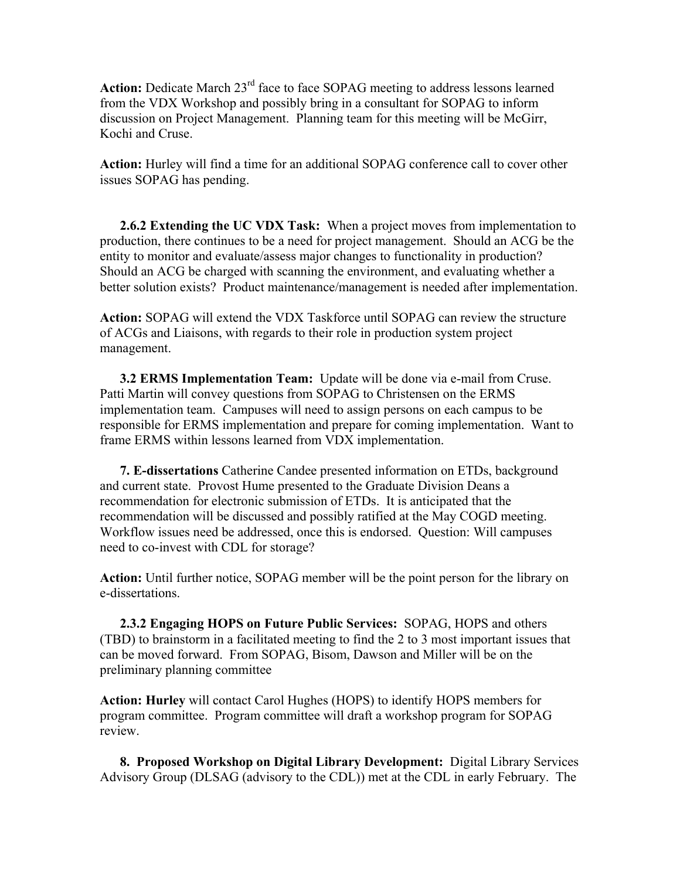**Action:** Dedicate March 23rd face to face SOPAG meeting to address lessons learned from the VDX Workshop and possibly bring in a consultant for SOPAG to inform discussion on Project Management. Planning team for this meeting will be McGirr, Kochi and Cruse.

**Action:** Hurley will find a time for an additional SOPAG conference call to cover other issues SOPAG has pending.

**2.6.2 Extending the UC VDX Task:** When a project moves from implementation to production, there continues to be a need for project management. Should an ACG be the entity to monitor and evaluate/assess major changes to functionality in production? Should an ACG be charged with scanning the environment, and evaluating whether a better solution exists? Product maintenance/management is needed after implementation.

**Action:** SOPAG will extend the VDX Taskforce until SOPAG can review the structure of ACGs and Liaisons, with regards to their role in production system project management.

**3.2 ERMS Implementation Team:** Update will be done via e-mail from Cruse. Patti Martin will convey questions from SOPAG to Christensen on the ERMS implementation team. Campuses will need to assign persons on each campus to be responsible for ERMS implementation and prepare for coming implementation. Want to frame ERMS within lessons learned from VDX implementation.

**7. E-dissertations** Catherine Candee presented information on ETDs, background and current state. Provost Hume presented to the Graduate Division Deans a recommendation for electronic submission of ETDs. It is anticipated that the recommendation will be discussed and possibly ratified at the May COGD meeting. Workflow issues need be addressed, once this is endorsed. Question: Will campuses need to co-invest with CDL for storage?

**Action:** Until further notice, SOPAG member will be the point person for the library on e-dissertations.

**2.3.2 Engaging HOPS on Future Public Services:** SOPAG, HOPS and others (TBD) to brainstorm in a facilitated meeting to find the 2 to 3 most important issues that can be moved forward. From SOPAG, Bisom, Dawson and Miller will be on the preliminary planning committee

**Action: Hurley** will contact Carol Hughes (HOPS) to identify HOPS members for program committee. Program committee will draft a workshop program for SOPAG review.

**8. Proposed Workshop on Digital Library Development:** Digital Library Services Advisory Group (DLSAG (advisory to the CDL)) met at the CDL in early February. The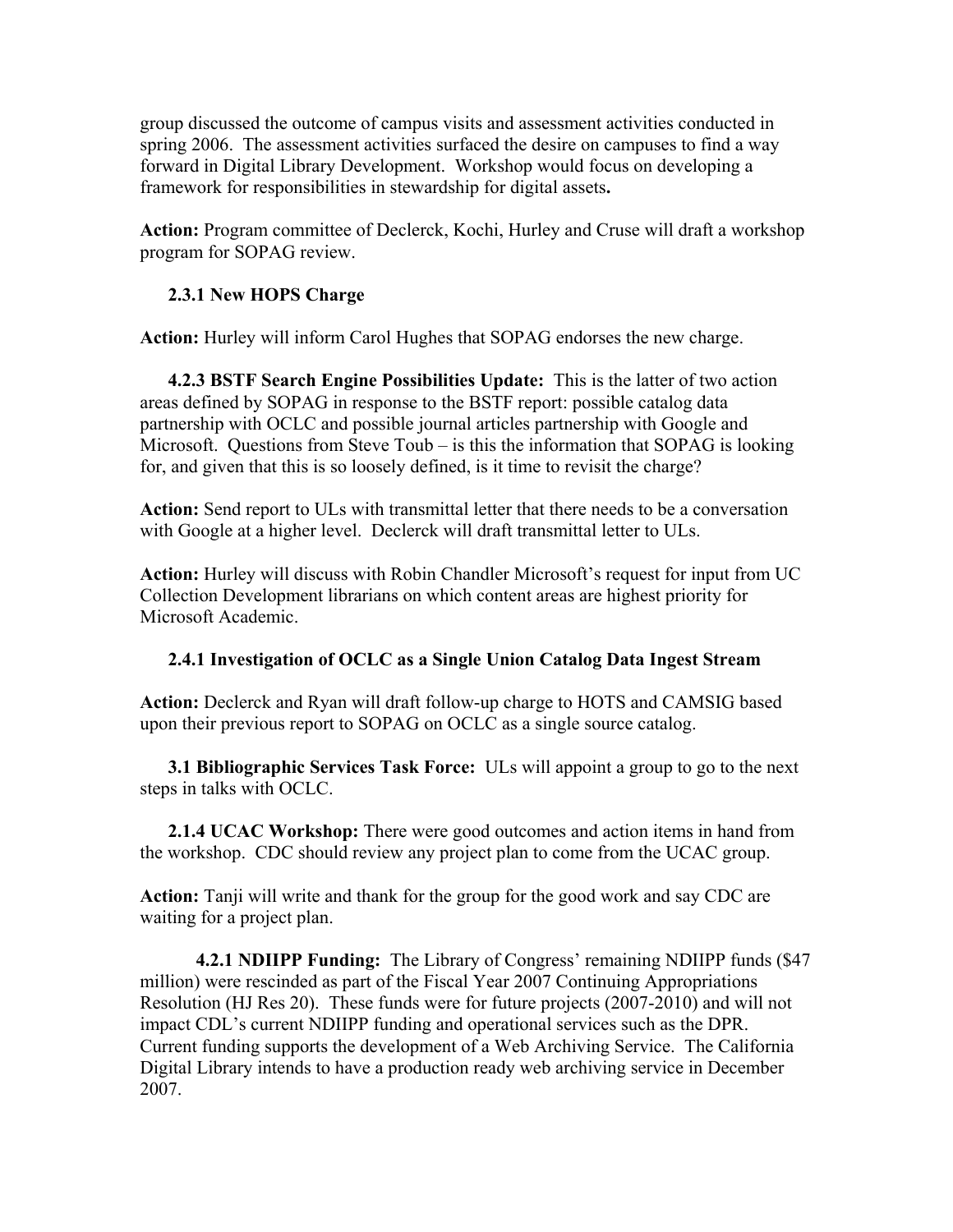group discussed the outcome of campus visits and assessment activities conducted in spring 2006. The assessment activities surfaced the desire on campuses to find a way forward in Digital Library Development. Workshop would focus on developing a framework for responsibilities in stewardship for digital assets**.**

**Action:** Program committee of Declerck, Kochi, Hurley and Cruse will draft a workshop program for SOPAG review.

**2.3.1 New HOPS Charge**

**Action:** Hurley will inform Carol Hughes that SOPAG endorses the new charge.

**4.2.3 BSTF Search Engine Possibilities Update:** This is the latter of two action areas defined by SOPAG in response to the BSTF report: possible catalog data partnership with OCLC and possible journal articles partnership with Google and Microsoft. Questions from Steve Toub – is this the information that SOPAG is looking for, and given that this is so loosely defined, is it time to revisit the charge?

**Action:** Send report to ULs with transmittal letter that there needs to be a conversation with Google at a higher level. Declerck will draft transmittal letter to ULs.

**Action:** Hurley will discuss with Robin Chandler Microsoft's request for input from UC Collection Development librarians on which content areas are highest priority for Microsoft Academic.

**2.4.1 Investigation of OCLC as a Single Union Catalog Data Ingest Stream**

**Action:** Declerck and Ryan will draft follow-up charge to HOTS and CAMSIG based upon their previous report to SOPAG on OCLC as a single source catalog.

**3.1 Bibliographic Services Task Force:** ULs will appoint a group to go to the next steps in talks with OCLC.

**2.1.4 UCAC Workshop:** There were good outcomes and action items in hand from the workshop. CDC should review any project plan to come from the UCAC group.

**Action:** Tanji will write and thank for the group for the good work and say CDC are waiting for a project plan.

**4.2.1 NDIIPP Funding:** The Library of Congress' remaining NDIIPP funds ($47 million) were rescinded as part of the Fiscal Year 2007 Continuing Appropriations Resolution (HJ Res 20). These funds were for future projects (2007-2010) and will not impact CDL's current NDIIPP funding and operational services such as the DPR. Current funding supports the development of a Web Archiving Service. The California Digital Library intends to have a production ready web archiving service in December 2007.